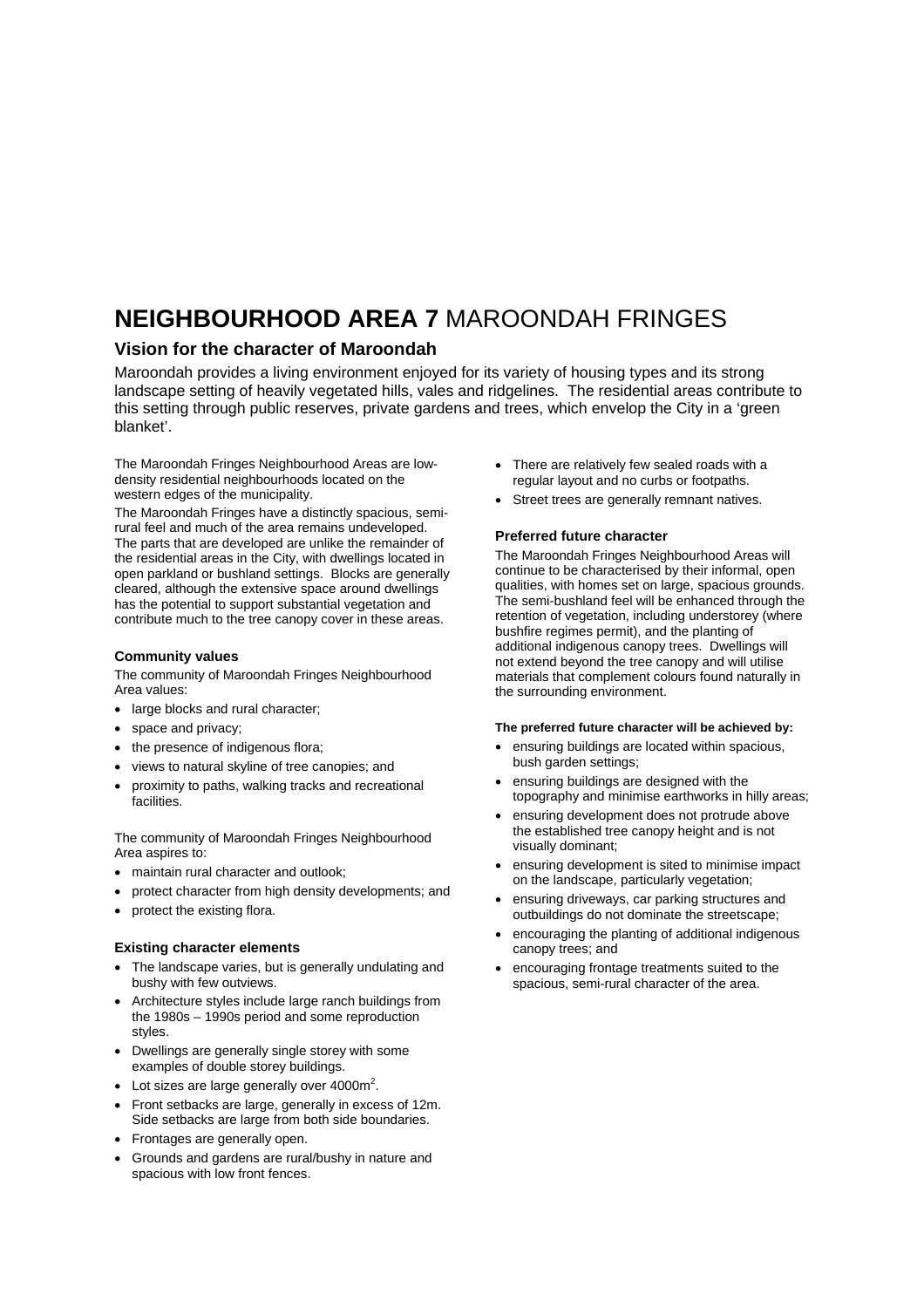# **NEIGHBOURHOOD AREA 7** MAROONDAH FRINGES

## Vision for the character of Maroondah

Maroondah provides a living environment enjoyed for its variety of housing types and its strong landscape setting of heavily vegetated hills, vales and ridgelines. The residential areas contribute to this setting through public reserves, private gardens and trees, which envelop the City in a 'green blanket'.

The Maroondah Fringes Neighbourhood Areas are low-density residential neighbourhoods located on the western edges of the municipality.

The Maroondah Fringes have a distinctly spacious, semi-rural feel and much of the area remains undeveloped. The parts that are developed are unlike the remainder of the residential areas in the City, with dwellings located in open parkland or bushland settings. Blocks are generally cleared, although the extensive space around dwellings has the potential to support substantial vegetation and contribute much to the tree canopy cover in these areas.

### Community values

The community of Maroondah Fringes Neighbourhood Area values:

- large blocks and rural character;
- space and privacy;
- the presence of indigenous flora;
- views to natural skyline of tree canopies; and
- proximity to paths, walking tracks and recreational facilities.

The community of Maroondah Fringes Neighbourhood Area aspires to:

- maintain rural character and outlook;
- protect character from high density developments; and
- protect the existing flora.

### Existing character elements

- The landscape varies, but is generally undulating and bushy with few outviews.
- Architecture styles include large ranch buildings from the 1980s – 1990s period and some reproduction styles.
- Dwellings are generally single storey with some examples of double storey buildings.
- Lot sizes are large generally over 4000m$^2$.
- Front setbacks are large, generally in excess of 12m. Side setbacks are large from both side boundaries.
- Frontages are generally open.
- Grounds and gardens are rural/bushy in nature and spacious with low front fences.
- There are relatively few sealed roads with a regular layout and no curbs or footpaths.
- Street trees are generally remnant natives.

### Preferred future character

The Maroondah Fringes Neighbourhood Areas will continue to be characterised by their informal, open qualities, with homes set on large, spacious grounds. The semi-bushland feel will be enhanced through the retention of vegetation, including understorey (where bushfire regimes permit), and the planting of additional indigenous canopy trees. Dwellings will not extend beyond the tree canopy and will utilise materials that complement colours found naturally in the surrounding environment.

**The preferred future character will be achieved by:**

- ensuring buildings are located within spacious, bush garden settings;
- ensuring buildings are designed with the topography and minimise earthworks in hilly areas;
- ensuring development does not protrude above the established tree canopy height and is not visually dominant;
- ensuring development is sited to minimise impact on the landscape, particularly vegetation;
- ensuring driveways, car parking structures and outbuildings do not dominate the streetscape;
- encouraging the planting of additional indigenous canopy trees; and
- encouraging frontage treatments suited to the spacious, semi-rural character of the area.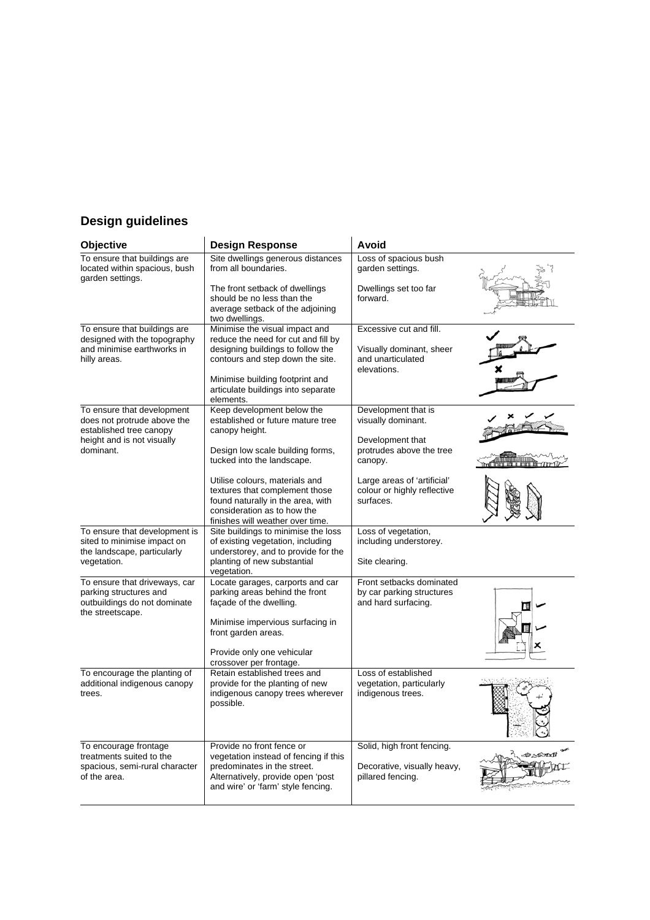## Design guidelines

| Objective | Design Response | Avoid |
|---|---|---|
| To ensure that buildings are located within spacious, bush garden settings. | Site dwellings generous distances from all boundaries.<br><br>The front setback of dwellings should be no less than the average setback of the adjoining two dwellings. | Loss of spacious bush garden settings.<br><br>Dwellings set too far forward. |
| To ensure that buildings are designed with the topography and minimise earthworks in hilly areas. | Minimise the visual impact and reduce the need for cut and fill by designing buildings to follow the contours and step down the site.<br><br>Minimise building footprint and articulate buildings into separate elements. | Excessive cut and fill.<br><br>Visually dominant, sheer and unarticulated elevations. |
| To ensure that development does not protrude above the established tree canopy height and is not visually dominant. | Keep development below the established or future mature tree canopy height.<br><br>Design low scale building forms, tucked into the landscape.<br><br>Utilise colours, materials and textures that complement those found naturally in the area, with consideration as to how the finishes will weather over time. | Development that is visually dominant.<br><br>Development that protrudes above the tree canopy.<br><br>Large areas of 'artificial' colour or highly reflective surfaces. |
| To ensure that development is sited to minimise impact on the landscape, particularly vegetation. | Site buildings to minimise the loss of existing vegetation, including understorey, and to provide for the planting of new substantial vegetation. | Loss of vegetation, including understorey.<br><br>Site clearing. |
| To ensure that driveways, car parking structures and outbuildings do not dominate the streetscape. | Locate garages, carports and car parking areas behind the front façade of the dwelling.<br><br>Minimise impervious surfacing in front garden areas.<br><br>Provide only one vehicular crossover per frontage. | Front setbacks dominated by car parking structures and hard surfacing. |
| To encourage the planting of additional indigenous canopy trees. | Retain established trees and provide for the planting of new indigenous canopy trees wherever possible. | Loss of established vegetation, particularly indigenous trees. |
| To encourage frontage treatments suited to the spacious, semi-rural character of the area. | Provide no front fence or vegetation instead of fencing if this predominates in the street. Alternatively, provide open 'post and wire' or 'farm' style fencing. | Solid, high front fencing.<br><br>Decorative, visually heavy, pillared fencing. |